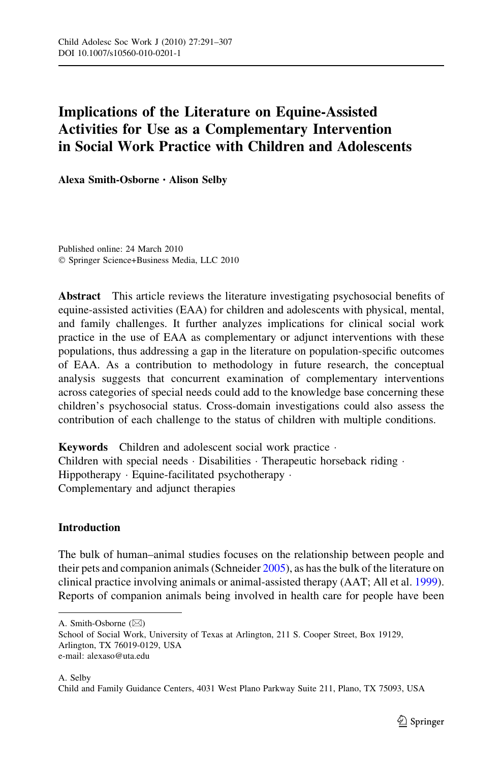# Implications of the Literature on Equine-Assisted Activities for Use as a Complementary Intervention in Social Work Practice with Children and Adolescents

**Alexa Smith-Osborne · Alison Selby**

Published online: 24 March 2010
© Springer Science+Business Media, LLC 2010

**Abstract** This article reviews the literature investigating psychosocial benefits of equine-assisted activities (EAA) for children and adolescents with physical, mental, and family challenges. It further analyzes implications for clinical social work practice in the use of EAA as complementary or adjunct interventions with these populations, thus addressing a gap in the literature on population-specific outcomes of EAA. As a contribution to methodology in future research, the conceptual analysis suggests that concurrent examination of complementary interventions across categories of special needs could add to the knowledge base concerning these children's psychosocial status. Cross-domain investigations could also assess the contribution of each challenge to the status of children with multiple conditions.

**Keywords** Children and adolescent social work practice · Children with special needs · Disabilities · Therapeutic horseback riding · Hippotherapy · Equine-facilitated psychotherapy · Complementary and adjunct therapies

## Introduction

The bulk of human–animal studies focuses on the relationship between people and their pets and companion animals (Schneider 2005), as has the bulk of the literature on clinical practice involving animals or animal-assisted therapy (AAT; All et al. 1999). Reports of companion animals being involved in health care for people have been

---

A. Smith-Osborne (✉)
School of Social Work, University of Texas at Arlington, 211 S. Cooper Street, Box 19129, Arlington, TX 76019-0129, USA
e-mail: alexaso@uta.edu

A. Selby
Child and Family Guidance Centers, 4031 West Plano Parkway Suite 211, Plano, TX 75093, USA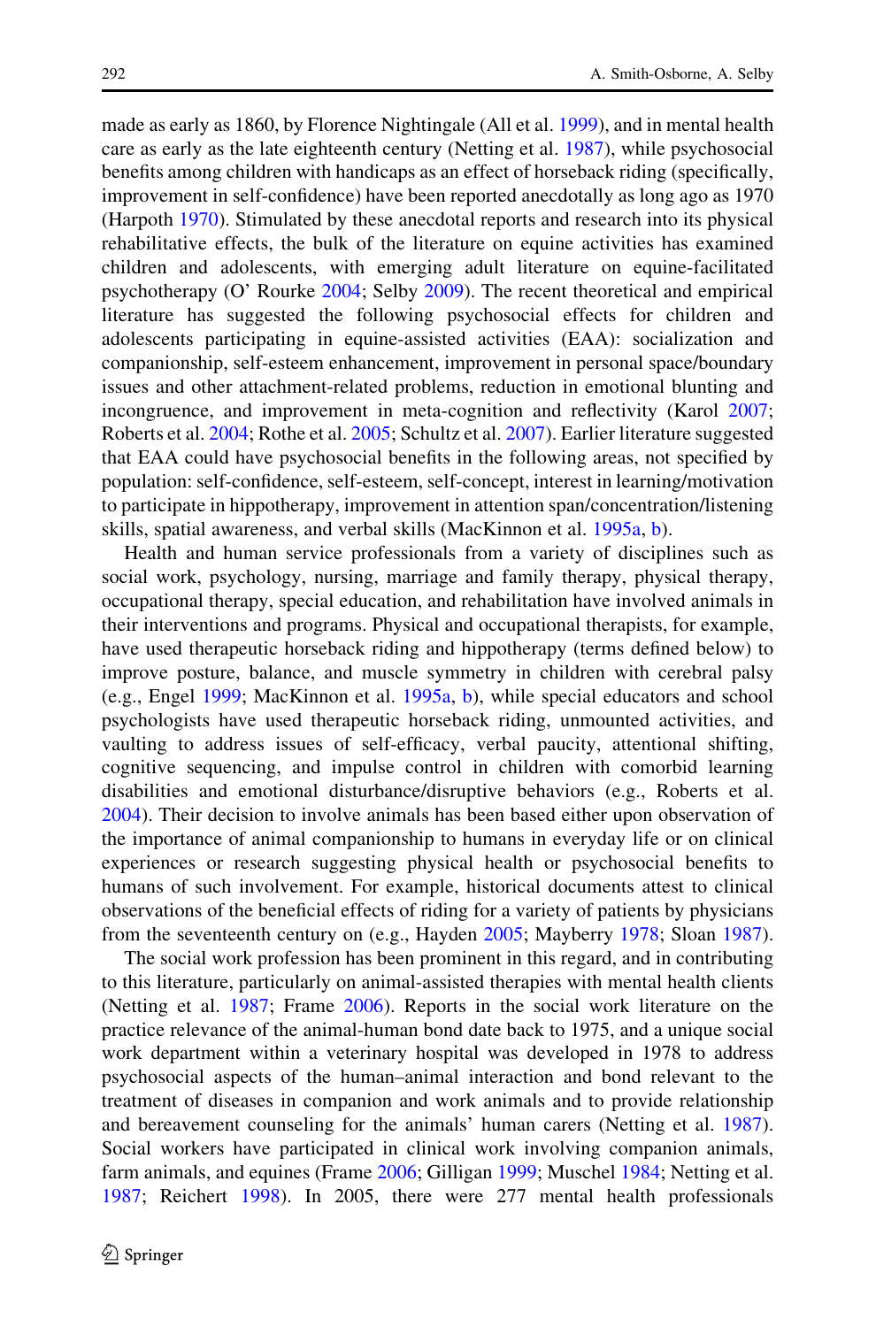made as early as 1860, by Florence Nightingale (All et al. 1999), and in mental health care as early as the late eighteenth century (Netting et al. 1987), while psychosocial benefits among children with handicaps as an effect of horseback riding (specifically, improvement in self-confidence) have been reported anecdotally as long ago as 1970 (Harpoth 1970). Stimulated by these anecdotal reports and research into its physical rehabilitative effects, the bulk of the literature on equine activities has examined children and adolescents, with emerging adult literature on equine-facilitated psychotherapy (O' Rourke 2004; Selby 2009). The recent theoretical and empirical literature has suggested the following psychosocial effects for children and adolescents participating in equine-assisted activities (EAA): socialization and companionship, self-esteem enhancement, improvement in personal space/boundary issues and other attachment-related problems, reduction in emotional blunting and incongruence, and improvement in meta-cognition and reflectivity (Karol 2007; Roberts et al. 2004; Rothe et al. 2005; Schultz et al. 2007). Earlier literature suggested that EAA could have psychosocial benefits in the following areas, not specified by population: self-confidence, self-esteem, self-concept, interest in learning/motivation to participate in hippotherapy, improvement in attention span/concentration/listening skills, spatial awareness, and verbal skills (MacKinnon et al. 1995a, b).

Health and human service professionals from a variety of disciplines such as social work, psychology, nursing, marriage and family therapy, physical therapy, occupational therapy, special education, and rehabilitation have involved animals in their interventions and programs. Physical and occupational therapists, for example, have used therapeutic horseback riding and hippotherapy (terms defined below) to improve posture, balance, and muscle symmetry in children with cerebral palsy (e.g., Engel 1999; MacKinnon et al. 1995a, b), while special educators and school psychologists have used therapeutic horseback riding, unmounted activities, and vaulting to address issues of self-efficacy, verbal paucity, attentional shifting, cognitive sequencing, and impulse control in children with comorbid learning disabilities and emotional disturbance/disruptive behaviors (e.g., Roberts et al. 2004). Their decision to involve animals has been based either upon observation of the importance of animal companionship to humans in everyday life or on clinical experiences or research suggesting physical health or psychosocial benefits to humans of such involvement. For example, historical documents attest to clinical observations of the beneficial effects of riding for a variety of patients by physicians from the seventeenth century on (e.g., Hayden 2005; Mayberry 1978; Sloan 1987).

The social work profession has been prominent in this regard, and in contributing to this literature, particularly on animal-assisted therapies with mental health clients (Netting et al. 1987; Frame 2006). Reports in the social work literature on the practice relevance of the animal-human bond date back to 1975, and a unique social work department within a veterinary hospital was developed in 1978 to address psychosocial aspects of the human–animal interaction and bond relevant to the treatment of diseases in companion and work animals and to provide relationship and bereavement counseling for the animals' human carers (Netting et al. 1987). Social workers have participated in clinical work involving companion animals, farm animals, and equines (Frame 2006; Gilligan 1999; Muschel 1984; Netting et al. 1987; Reichert 1998). In 2005, there were 277 mental health professionals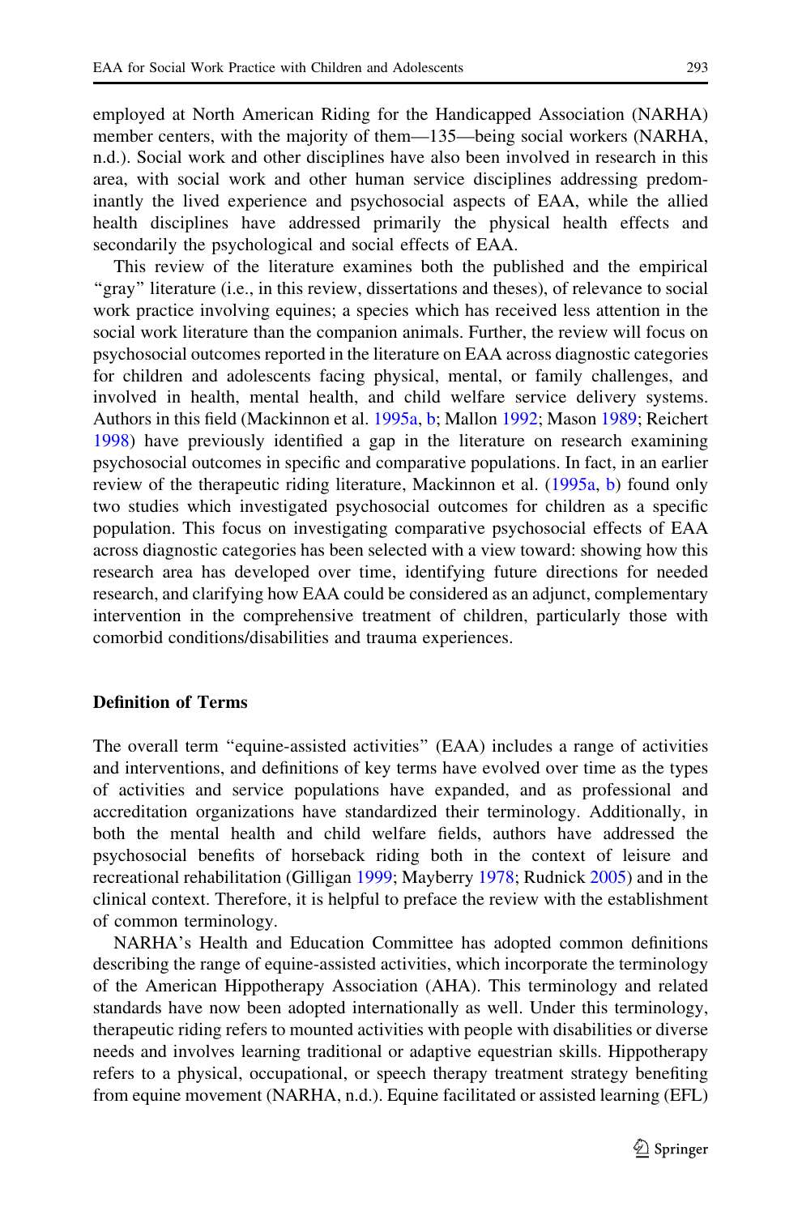employed at North American Riding for the Handicapped Association (NARHA) member centers, with the majority of them—135—being social workers (NARHA, n.d.). Social work and other disciplines have also been involved in research in this area, with social work and other human service disciplines addressing predominantly the lived experience and psychosocial aspects of EAA, while the allied health disciplines have addressed primarily the physical health effects and secondarily the psychological and social effects of EAA.

This review of the literature examines both the published and the empirical "gray" literature (i.e., in this review, dissertations and theses), of relevance to social work practice involving equines; a species which has received less attention in the social work literature than the companion animals. Further, the review will focus on psychosocial outcomes reported in the literature on EAA across diagnostic categories for children and adolescents facing physical, mental, or family challenges, and involved in health, mental health, and child welfare service delivery systems. Authors in this field (Mackinnon et al. 1995a, b; Mallon 1992; Mason 1989; Reichert 1998) have previously identified a gap in the literature on research examining psychosocial outcomes in specific and comparative populations. In fact, in an earlier review of the therapeutic riding literature, Mackinnon et al. (1995a, b) found only two studies which investigated psychosocial outcomes for children as a specific population. This focus on investigating comparative psychosocial effects of EAA across diagnostic categories has been selected with a view toward: showing how this research area has developed over time, identifying future directions for needed research, and clarifying how EAA could be considered as an adjunct, complementary intervention in the comprehensive treatment of children, particularly those with comorbid conditions/disabilities and trauma experiences.

## Definition of Terms

The overall term "equine-assisted activities" (EAA) includes a range of activities and interventions, and definitions of key terms have evolved over time as the types of activities and service populations have expanded, and as professional and accreditation organizations have standardized their terminology. Additionally, in both the mental health and child welfare fields, authors have addressed the psychosocial benefits of horseback riding both in the context of leisure and recreational rehabilitation (Gilligan 1999; Mayberry 1978; Rudnick 2005) and in the clinical context. Therefore, it is helpful to preface the review with the establishment of common terminology.

NARHA's Health and Education Committee has adopted common definitions describing the range of equine-assisted activities, which incorporate the terminology of the American Hippotherapy Association (AHA). This terminology and related standards have now been adopted internationally as well. Under this terminology, therapeutic riding refers to mounted activities with people with disabilities or diverse needs and involves learning traditional or adaptive equestrian skills. Hippotherapy refers to a physical, occupational, or speech therapy treatment strategy benefiting from equine movement (NARHA, n.d.). Equine facilitated or assisted learning (EFL)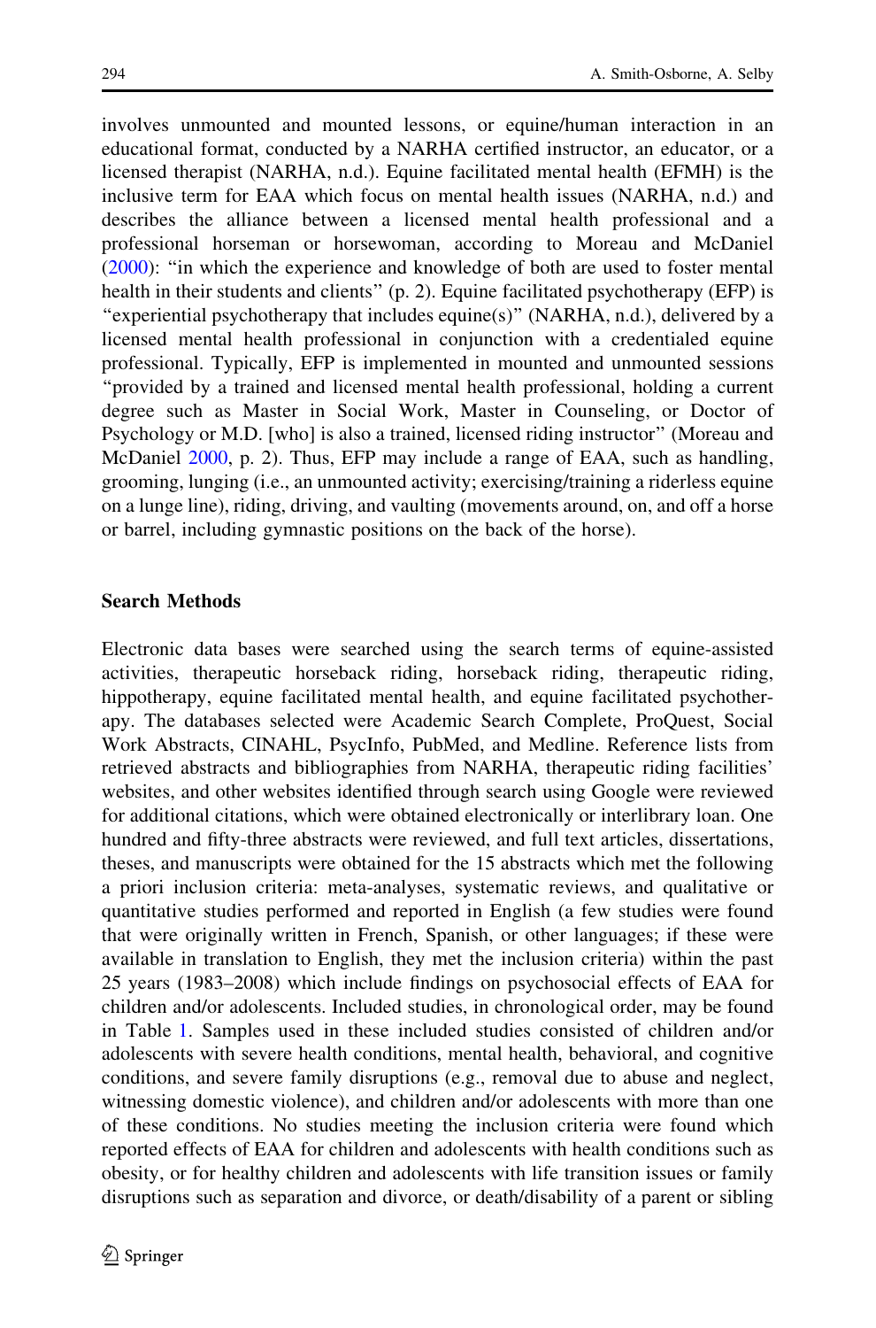involves unmounted and mounted lessons, or equine/human interaction in an educational format, conducted by a NARHA certified instructor, an educator, or a licensed therapist (NARHA, n.d.). Equine facilitated mental health (EFMH) is the inclusive term for EAA which focus on mental health issues (NARHA, n.d.) and describes the alliance between a licensed mental health professional and a professional horseman or horsewoman, according to Moreau and McDaniel (2000): "in which the experience and knowledge of both are used to foster mental health in their students and clients" (p. 2). Equine facilitated psychotherapy (EFP) is "experiential psychotherapy that includes equine(s)" (NARHA, n.d.), delivered by a licensed mental health professional in conjunction with a credentialed equine professional. Typically, EFP is implemented in mounted and unmounted sessions "provided by a trained and licensed mental health professional, holding a current degree such as Master in Social Work, Master in Counseling, or Doctor of Psychology or M.D. [who] is also a trained, licensed riding instructor" (Moreau and McDaniel 2000, p. 2). Thus, EFP may include a range of EAA, such as handling, grooming, lunging (i.e., an unmounted activity; exercising/training a riderless equine on a lunge line), riding, driving, and vaulting (movements around, on, and off a horse or barrel, including gymnastic positions on the back of the horse).

## Search Methods

Electronic data bases were searched using the search terms of equine-assisted activities, therapeutic horseback riding, horseback riding, therapeutic riding, hippotherapy, equine facilitated mental health, and equine facilitated psychotherapy. The databases selected were Academic Search Complete, ProQuest, Social Work Abstracts, CINAHL, PsycInfo, PubMed, and Medline. Reference lists from retrieved abstracts and bibliographies from NARHA, therapeutic riding facilities' websites, and other websites identified through search using Google were reviewed for additional citations, which were obtained electronically or interlibrary loan. One hundred and fifty-three abstracts were reviewed, and full text articles, dissertations, theses, and manuscripts were obtained for the 15 abstracts which met the following a priori inclusion criteria: meta-analyses, systematic reviews, and qualitative or quantitative studies performed and reported in English (a few studies were found that were originally written in French, Spanish, or other languages; if these were available in translation to English, they met the inclusion criteria) within the past 25 years (1983–2008) which include findings on psychosocial effects of EAA for children and/or adolescents. Included studies, in chronological order, may be found in Table 1. Samples used in these included studies consisted of children and/or adolescents with severe health conditions, mental health, behavioral, and cognitive conditions, and severe family disruptions (e.g., removal due to abuse and neglect, witnessing domestic violence), and children and/or adolescents with more than one of these conditions. No studies meeting the inclusion criteria were found which reported effects of EAA for children and adolescents with health conditions such as obesity, or for healthy children and adolescents with life transition issues or family disruptions such as separation and divorce, or death/disability of a parent or sibling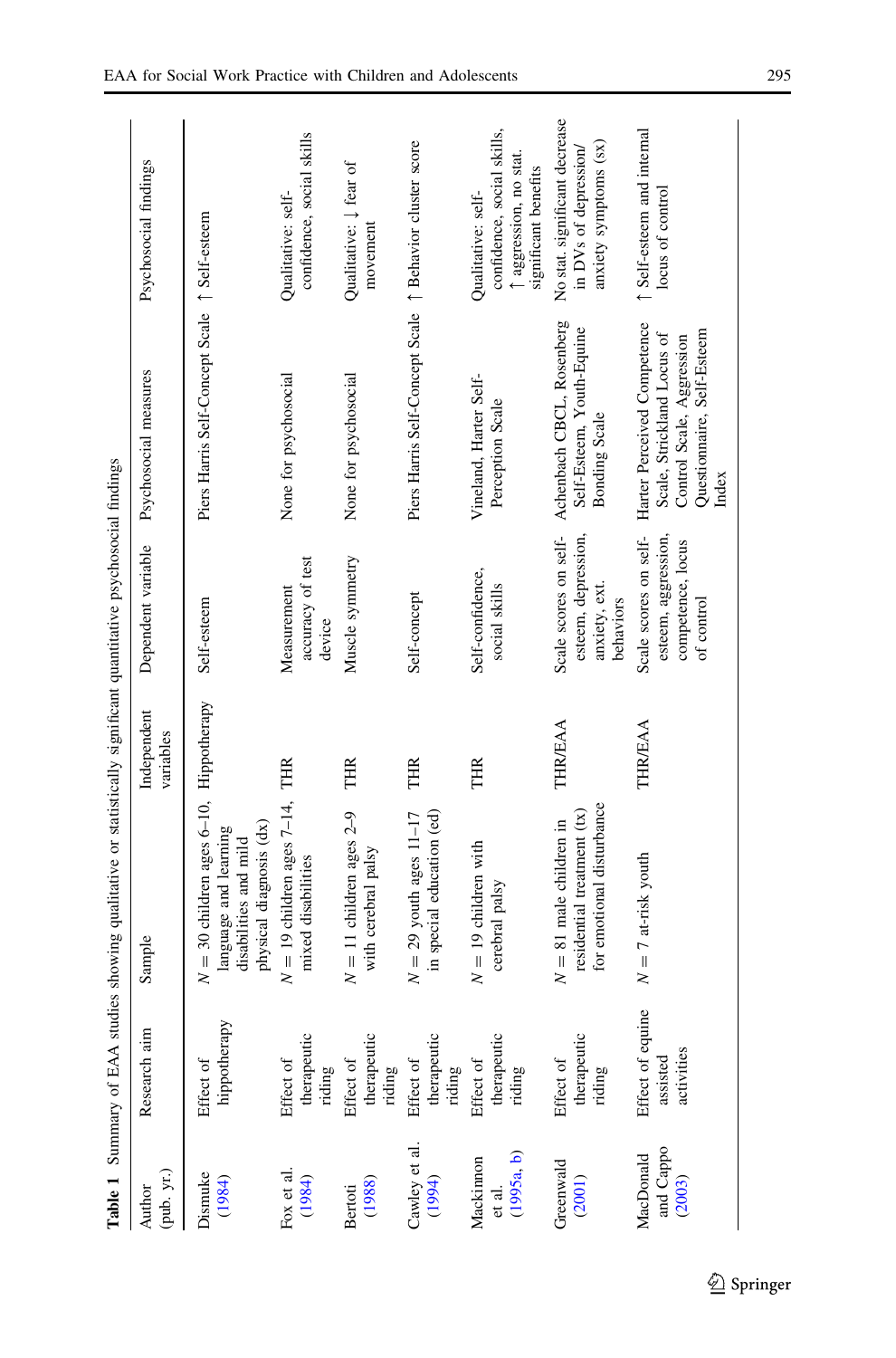**Table 1** Summary of EAA studies showing qualitative or statistically significant quantitative psychosocial findings

| Author (pub. yr.) | Research aim | Sample | Independent variables | Dependent variable | Psychosocial measures | Psychosocial findings |
|---|---|---|---|---|---|---|
| Dismuke (1984) | Effect of hippotherapy | N = 30 children ages 6–10, language and learning disabilities and mild physical diagnosis (dx) | Hippotherapy | Self-esteem | Piers Harris Self-Concept Scale | ↑ Self-esteem |
| Fox et al. (1984) | Effect of therapeutic riding | N = 19 children ages 7–14, mixed disabilities | THR | Measurement accuracy of test device | None for psychosocial | Qualitative: self-confidence, social skills |
| Bertoti (1988) | Effect of therapeutic riding | N = 11 children ages 2–9 with cerebral palsy | THR | Muscle symmetry | None for psychosocial | Qualitative: ↓ fear of movement |
| Cawley et al. (1994) | Effect of therapeutic riding | N = 29 youth ages 11–17 in special education (ed) | THR | Self-concept | Piers Harris Self-Concept Scale | ↑ Behavior cluster score |
| Mackinnon et al. (1995a, b) | Effect of therapeutic riding | N = 19 children with cerebral palsy | THR | Self-confidence, social skills | Vineland, Harter Self-Perception Scale | Qualitative: self-confidence, social skills, ↑ aggression, no stat. significant benefits |
| Greenwald (2001) | Effect of therapeutic riding | N = 81 male children in residential treatment (tx) for emotional disturbance | THR/EAA | Scale scores on self-esteem, depression, anxiety, ext. behaviors | Achenbach CBCL, Rosenberg Self-Esteem, Youth-Equine Bonding Scale | No stat. significant decrease in DVs of depression/anxiety symptoms (sx) |
| MacDonald and Cappo (2003) | Effect of equine assisted activities | N = 7 at-risk youth | THR/EAA | Scale scores on self-esteem, aggression, competence, locus of control | Harter Perceived Competence Scale, Strickland Locus of Control Scale, Aggression Questionnaire, Self-Esteem Index | ↑ Self-esteem and internal locus of control |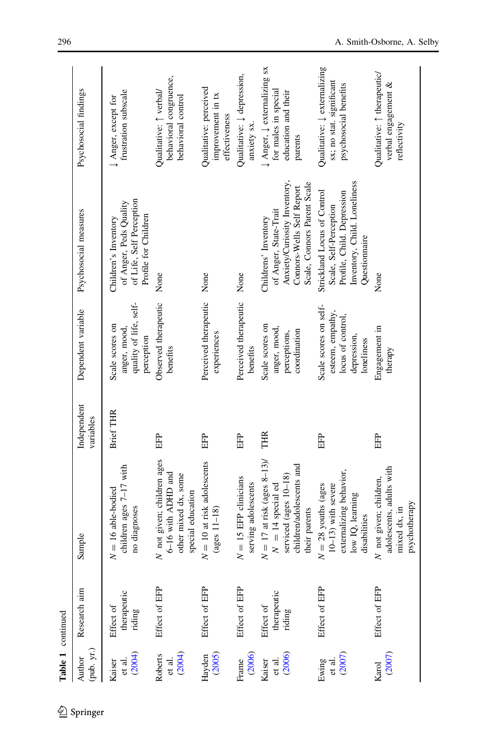**Table 1** continued

| Author (pub. yr.) | Research aim | Sample | Independent variables | Dependent variable | Psychosocial measures | Psychosocial findings |
|---|---|---|---|---|---|---|
| Kaiser et al. (2004) | Effect of therapeutic riding | $N = 16$ able-bodied children ages 7–17 with no diagnoses | Brief THR | Scale scores on anger, mood, quality of life, self-perception | Children's Inventory of Anger, Peds Quality of Life, Self Perception Profile for Children | ↓ Anger, except for frustration subscale |
| Roberts et al. (2004) | Effect of EFP | $N$ not given; children ages 6–16 with ADHD and other mixed dx, some special education | EFP | Observed therapeutic benefits | None | Qualitative: ↑ verbal/behavioral congruence, behavioral control |
| Hayden (2005) | Effect of EFP | $N = 10$ at risk adolescents (ages 11–18) | EFP | Perceived therapeutic experiences | None | Qualitative: perceived improvement in tx effectiveness |
| Frame (2006) | Effect of EFP | $N = 15$ EFP clinicians serving adolescents | EFP | Perceived therapeutic benefits | None | Qualitative: ↓ depression, anxiety sx. |
| Kaiser et al. (2006) | Effect of therapeutic riding | $N = 17$ at risk (ages 8–13)/ $N = 14$ special ed serviced (ages 10–18) children/adolescents and their parents | THR | Scale scores on anger, mood, perceptions, coordination | Childrens' Inventory of Anger, State-Trait Anxiety/Curiosity Inventory, Connors-Wells Self Report Scale, Connors Parent Scale | ↓ Anger, ↓ externalizing sx for males in special education and their parents |
| Ewing et al. (2007) | Effect of EFP | $N = 28$ youths (ages 10–13) with severe externalizing behavior, low IQ, learning disabilities | EFP | Scale scores on self-esteem, empathy, locus of control, depression, loneliness | Strickland Locus of Control Scale, Self-Perception Profile, Child. Depression Inventory, Child. Loneliness Questionnaire | Qualitative: ↓ externalizing sx; no stat. significant psychosocial benefits |
| Karol (2007) | Effect of EFP | $N$ not given; children, adolescents, adults with mixed dx, in psychotherapy | EFP | Engagement in therapy | None | Qualitative: ↑ therapeutic/verbal engagement & reflectivity |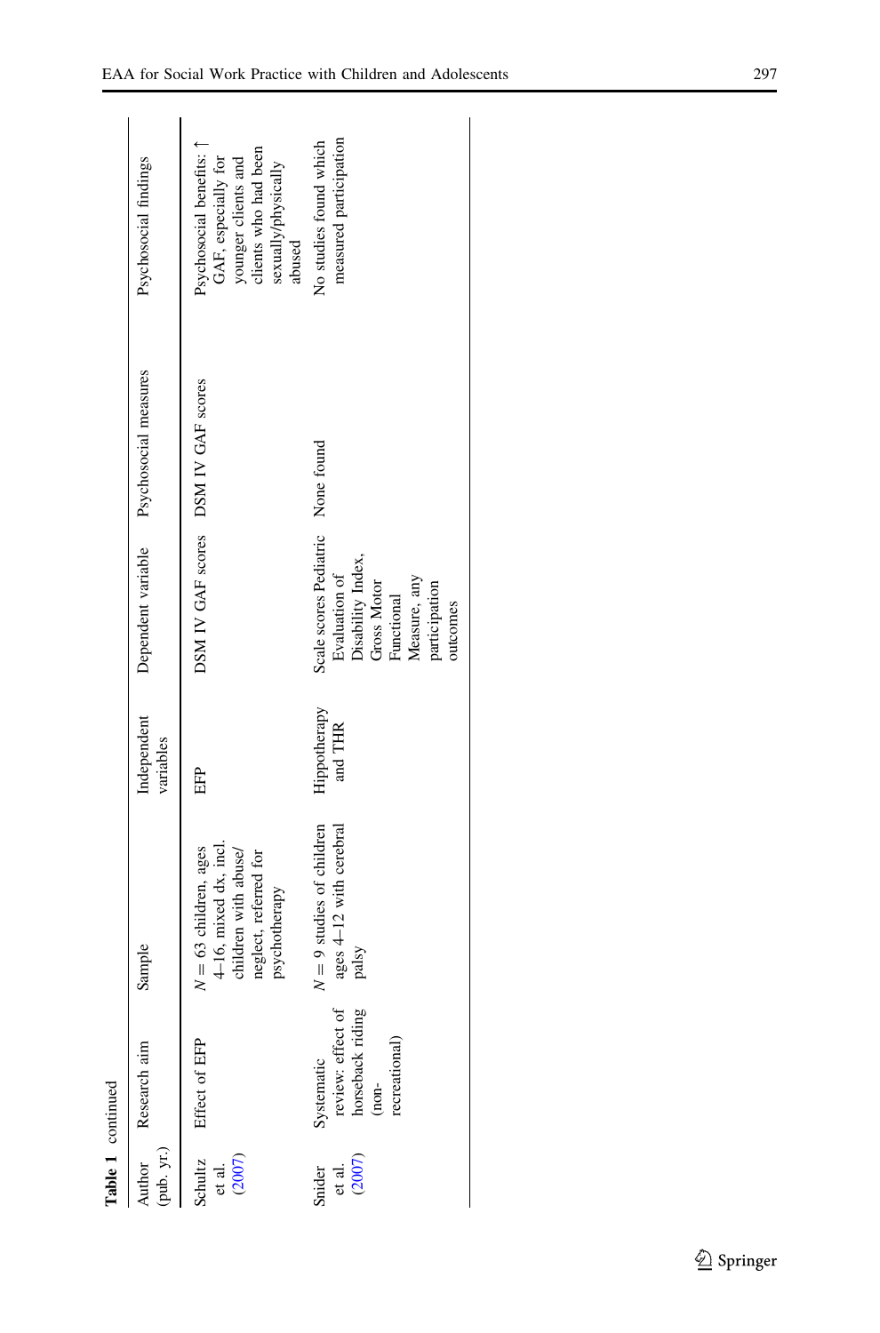**Table 1** continued

| Author (pub. yr.) | Research aim | Sample | Independent variables | Dependent variable | Psychosocial measures | Psychosocial findings |
|---|---|---|---|---|---|---|
| Schultz et al. (2007) | Effect of EFP | $N = 63$ children, ages 4–16, mixed dx, incl. children with abuse/neglect, referred for psychotherapy | EFP | DSM IV GAF scores | DSM IV GAF scores | Psychosocial benefits: ↑ GAF, especially for younger clients and clients who had been sexually/physically abused |
| Snider et al. (2007) | Systematic review: effect of horseback riding (non-recreational) | $N = 9$ studies of children ages 4–12 with cerebral palsy | Hippotherapy and THR | Scale scores Pediatric Evaluation of Disability Index, Gross Motor Functional Measure, any participation outcomes | None found | No studies found which measured participation |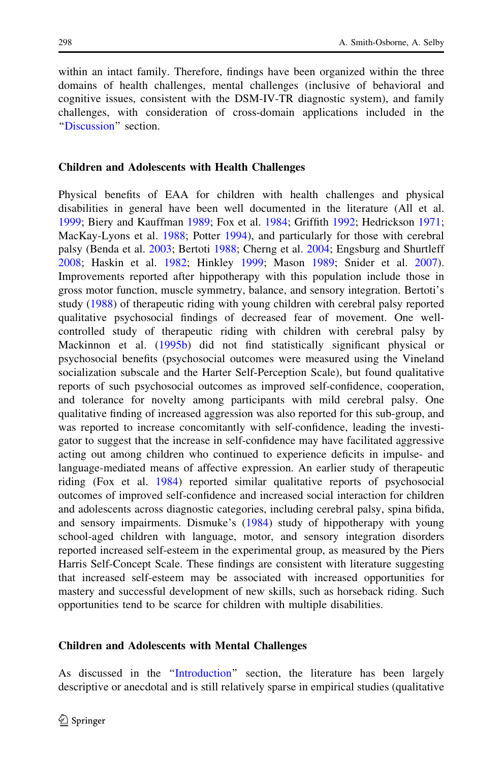within an intact family. Therefore, findings have been organized within the three domains of health challenges, mental challenges (inclusive of behavioral and cognitive issues, consistent with the DSM-IV-TR diagnostic system), and family challenges, with consideration of cross-domain applications included in the "Discussion" section.

### Children and Adolescents with Health Challenges

Physical benefits of EAA for children with health challenges and physical disabilities in general have been well documented in the literature (All et al. 1999; Biery and Kauffman 1989; Fox et al. 1984; Griffith 1992; Hedrickson 1971; MacKay-Lyons et al. 1988; Potter 1994), and particularly for those with cerebral palsy (Benda et al. 2003; Bertoti 1988; Cherng et al. 2004; Engsburg and Shurtleff 2008; Haskin et al. 1982; Hinkley 1999; Mason 1989; Snider et al. 2007). Improvements reported after hippotherapy with this population include those in gross motor function, muscle symmetry, balance, and sensory integration. Bertoti's study (1988) of therapeutic riding with young children with cerebral palsy reported qualitative psychosocial findings of decreased fear of movement. One well-controlled study of therapeutic riding with children with cerebral palsy by Mackinnon et al. (1995b) did not find statistically significant physical or psychosocial benefits (psychosocial outcomes were measured using the Vineland socialization subscale and the Harter Self-Perception Scale), but found qualitative reports of such psychosocial outcomes as improved self-confidence, cooperation, and tolerance for novelty among participants with mild cerebral palsy. One qualitative finding of increased aggression was also reported for this sub-group, and was reported to increase concomitantly with self-confidence, leading the investigator to suggest that the increase in self-confidence may have facilitated aggressive acting out among children who continued to experience deficits in impulse- and language-mediated means of affective expression. An earlier study of therapeutic riding (Fox et al. 1984) reported similar qualitative reports of psychosocial outcomes of improved self-confidence and increased social interaction for children and adolescents across diagnostic categories, including cerebral palsy, spina bifida, and sensory impairments. Dismuke's (1984) study of hippotherapy with young school-aged children with language, motor, and sensory integration disorders reported increased self-esteem in the experimental group, as measured by the Piers Harris Self-Concept Scale. These findings are consistent with literature suggesting that increased self-esteem may be associated with increased opportunities for mastery and successful development of new skills, such as horseback riding. Such opportunities tend to be scarce for children with multiple disabilities.

### Children and Adolescents with Mental Challenges

As discussed in the "Introduction" section, the literature has been largely descriptive or anecdotal and is still relatively sparse in empirical studies (qualitative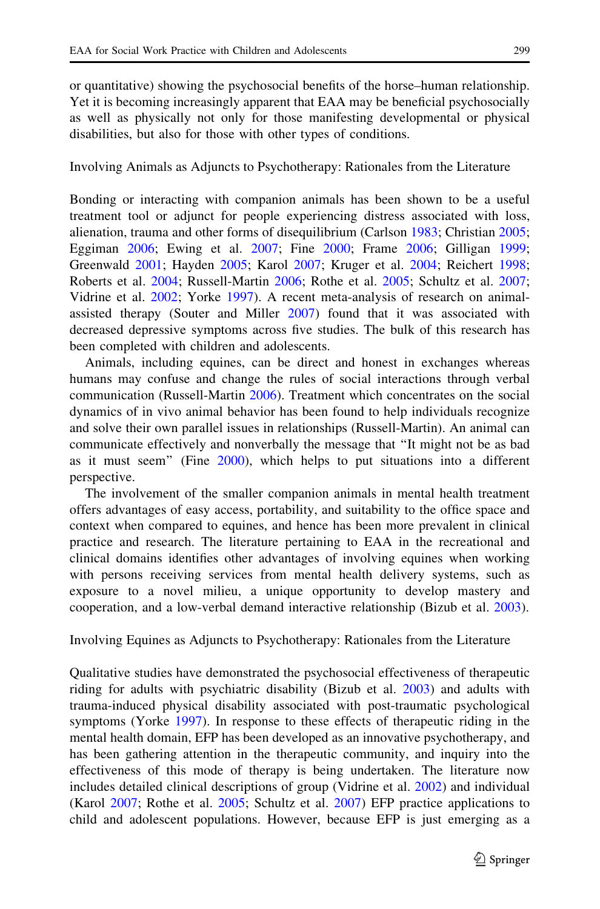or quantitative) showing the psychosocial benefits of the horse–human relationship. Yet it is becoming increasingly apparent that EAA may be beneficial psychosocially as well as physically not only for those manifesting developmental or physical disabilities, but also for those with other types of conditions.

## Involving Animals as Adjuncts to Psychotherapy: Rationales from the Literature

Bonding or interacting with companion animals has been shown to be a useful treatment tool or adjunct for people experiencing distress associated with loss, alienation, trauma and other forms of disequilibrium (Carlson 1983; Christian 2005; Eggiman 2006; Ewing et al. 2007; Fine 2000; Frame 2006; Gilligan 1999; Greenwald 2001; Hayden 2005; Karol 2007; Kruger et al. 2004; Reichert 1998; Roberts et al. 2004; Russell-Martin 2006; Rothe et al. 2005; Schultz et al. 2007; Vidrine et al. 2002; Yorke 1997). A recent meta-analysis of research on animal-assisted therapy (Souter and Miller 2007) found that it was associated with decreased depressive symptoms across five studies. The bulk of this research has been completed with children and adolescents.

Animals, including equines, can be direct and honest in exchanges whereas humans may confuse and change the rules of social interactions through verbal communication (Russell-Martin 2006). Treatment which concentrates on the social dynamics of in vivo animal behavior has been found to help individuals recognize and solve their own parallel issues in relationships (Russell-Martin). An animal can communicate effectively and nonverbally the message that "It might not be as bad as it must seem" (Fine 2000), which helps to put situations into a different perspective.

The involvement of the smaller companion animals in mental health treatment offers advantages of easy access, portability, and suitability to the office space and context when compared to equines, and hence has been more prevalent in clinical practice and research. The literature pertaining to EAA in the recreational and clinical domains identifies other advantages of involving equines when working with persons receiving services from mental health delivery systems, such as exposure to a novel milieu, a unique opportunity to develop mastery and cooperation, and a low-verbal demand interactive relationship (Bizub et al. 2003).

## Involving Equines as Adjuncts to Psychotherapy: Rationales from the Literature

Qualitative studies have demonstrated the psychosocial effectiveness of therapeutic riding for adults with psychiatric disability (Bizub et al. 2003) and adults with trauma-induced physical disability associated with post-traumatic psychological symptoms (Yorke 1997). In response to these effects of therapeutic riding in the mental health domain, EFP has been developed as an innovative psychotherapy, and has been gathering attention in the therapeutic community, and inquiry into the effectiveness of this mode of therapy is being undertaken. The literature now includes detailed clinical descriptions of group (Vidrine et al. 2002) and individual (Karol 2007; Rothe et al. 2005; Schultz et al. 2007) EFP practice applications to child and adolescent populations. However, because EFP is just emerging as a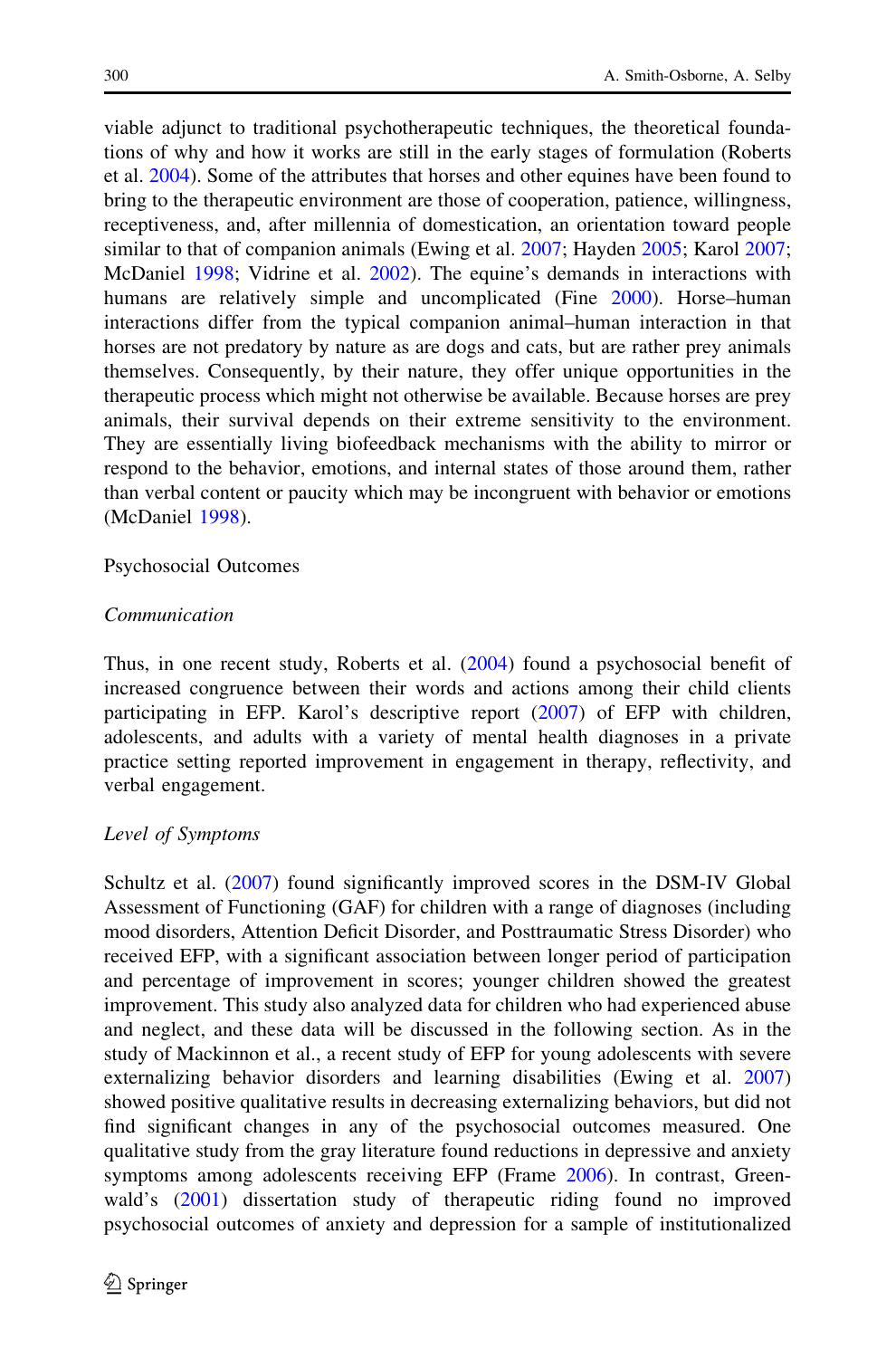viable adjunct to traditional psychotherapeutic techniques, the theoretical foundations of why and how it works are still in the early stages of formulation (Roberts et al. 2004). Some of the attributes that horses and other equines have been found to bring to the therapeutic environment are those of cooperation, patience, willingness, receptiveness, and, after millennia of domestication, an orientation toward people similar to that of companion animals (Ewing et al. 2007; Hayden 2005; Karol 2007; McDaniel 1998; Vidrine et al. 2002). The equine's demands in interactions with humans are relatively simple and uncomplicated (Fine 2000). Horse–human interactions differ from the typical companion animal–human interaction in that horses are not predatory by nature as are dogs and cats, but are rather prey animals themselves. Consequently, by their nature, they offer unique opportunities in the therapeutic process which might not otherwise be available. Because horses are prey animals, their survival depends on their extreme sensitivity to the environment. They are essentially living biofeedback mechanisms with the ability to mirror or respond to the behavior, emotions, and internal states of those around them, rather than verbal content or paucity which may be incongruent with behavior or emotions (McDaniel 1998).

## Psychosocial Outcomes

### *Communication*

Thus, in one recent study, Roberts et al. (2004) found a psychosocial benefit of increased congruence between their words and actions among their child clients participating in EFP. Karol's descriptive report (2007) of EFP with children, adolescents, and adults with a variety of mental health diagnoses in a private practice setting reported improvement in engagement in therapy, reflectivity, and verbal engagement.

### *Level of Symptoms*

Schultz et al. (2007) found significantly improved scores in the DSM-IV Global Assessment of Functioning (GAF) for children with a range of diagnoses (including mood disorders, Attention Deficit Disorder, and Posttraumatic Stress Disorder) who received EFP, with a significant association between longer period of participation and percentage of improvement in scores; younger children showed the greatest improvement. This study also analyzed data for children who had experienced abuse and neglect, and these data will be discussed in the following section. As in the study of Mackinnon et al., a recent study of EFP for young adolescents with severe externalizing behavior disorders and learning disabilities (Ewing et al. 2007) showed positive qualitative results in decreasing externalizing behaviors, but did not find significant changes in any of the psychosocial outcomes measured. One qualitative study from the gray literature found reductions in depressive and anxiety symptoms among adolescents receiving EFP (Frame 2006). In contrast, Greenwald's (2001) dissertation study of therapeutic riding found no improved psychosocial outcomes of anxiety and depression for a sample of institutionalized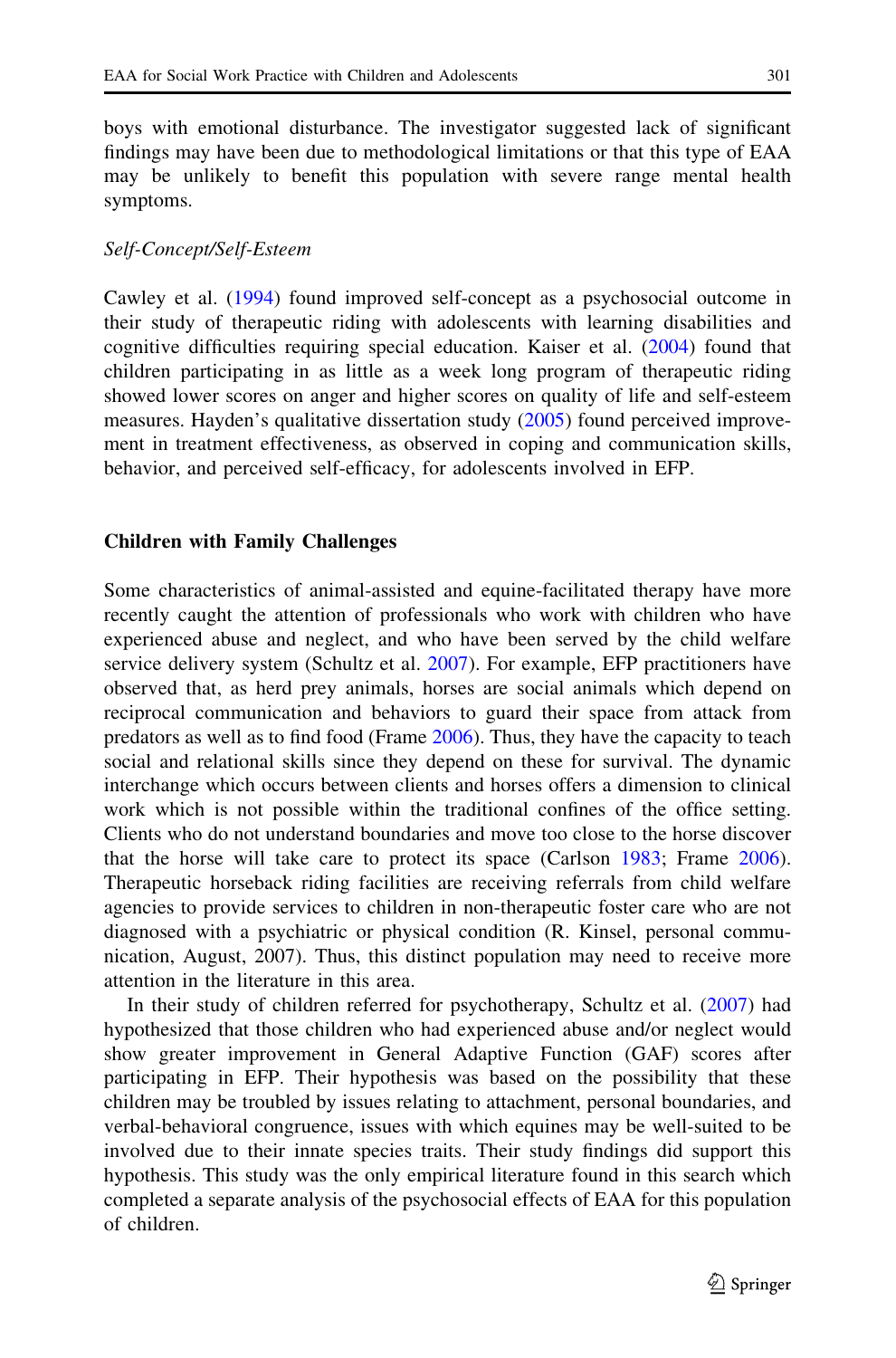boys with emotional disturbance. The investigator suggested lack of significant findings may have been due to methodological limitations or that this type of EAA may be unlikely to benefit this population with severe range mental health symptoms.

*Self-Concept/Self-Esteem*

Cawley et al. (1994) found improved self-concept as a psychosocial outcome in their study of therapeutic riding with adolescents with learning disabilities and cognitive difficulties requiring special education. Kaiser et al. (2004) found that children participating in as little as a week long program of therapeutic riding showed lower scores on anger and higher scores on quality of life and self-esteem measures. Hayden's qualitative dissertation study (2005) found perceived improvement in treatment effectiveness, as observed in coping and communication skills, behavior, and perceived self-efficacy, for adolescents involved in EFP.

**Children with Family Challenges**

Some characteristics of animal-assisted and equine-facilitated therapy have more recently caught the attention of professionals who work with children who have experienced abuse and neglect, and who have been served by the child welfare service delivery system (Schultz et al. 2007). For example, EFP practitioners have observed that, as herd prey animals, horses are social animals which depend on reciprocal communication and behaviors to guard their space from attack from predators as well as to find food (Frame 2006). Thus, they have the capacity to teach social and relational skills since they depend on these for survival. The dynamic interchange which occurs between clients and horses offers a dimension to clinical work which is not possible within the traditional confines of the office setting. Clients who do not understand boundaries and move too close to the horse discover that the horse will take care to protect its space (Carlson 1983; Frame 2006). Therapeutic horseback riding facilities are receiving referrals from child welfare agencies to provide services to children in non-therapeutic foster care who are not diagnosed with a psychiatric or physical condition (R. Kinsel, personal communication, August, 2007). Thus, this distinct population may need to receive more attention in the literature in this area.

In their study of children referred for psychotherapy, Schultz et al. (2007) had hypothesized that those children who had experienced abuse and/or neglect would show greater improvement in General Adaptive Function (GAF) scores after participating in EFP. Their hypothesis was based on the possibility that these children may be troubled by issues relating to attachment, personal boundaries, and verbal-behavioral congruence, issues with which equines may be well-suited to be involved due to their innate species traits. Their study findings did support this hypothesis. This study was the only empirical literature found in this search which completed a separate analysis of the psychosocial effects of EAA for this population of children.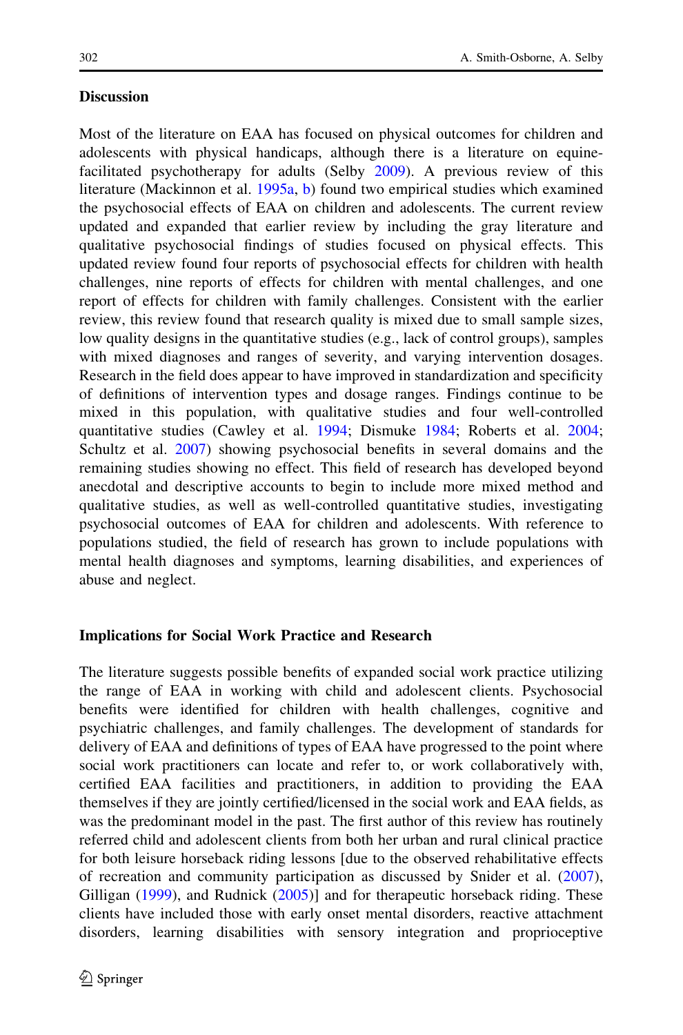## Discussion

Most of the literature on EAA has focused on physical outcomes for children and adolescents with physical handicaps, although there is a literature on equine-facilitated psychotherapy for adults (Selby 2009). A previous review of this literature (Mackinnon et al. 1995a, b) found two empirical studies which examined the psychosocial effects of EAA on children and adolescents. The current review updated and expanded that earlier review by including the gray literature and qualitative psychosocial findings of studies focused on physical effects. This updated review found four reports of psychosocial effects for children with health challenges, nine reports of effects for children with mental challenges, and one report of effects for children with family challenges. Consistent with the earlier review, this review found that research quality is mixed due to small sample sizes, low quality designs in the quantitative studies (e.g., lack of control groups), samples with mixed diagnoses and ranges of severity, and varying intervention dosages. Research in the field does appear to have improved in standardization and specificity of definitions of intervention types and dosage ranges. Findings continue to be mixed in this population, with qualitative studies and four well-controlled quantitative studies (Cawley et al. 1994; Dismuke 1984; Roberts et al. 2004; Schultz et al. 2007) showing psychosocial benefits in several domains and the remaining studies showing no effect. This field of research has developed beyond anecdotal and descriptive accounts to begin to include more mixed method and qualitative studies, as well as well-controlled quantitative studies, investigating psychosocial outcomes of EAA for children and adolescents. With reference to populations studied, the field of research has grown to include populations with mental health diagnoses and symptoms, learning disabilities, and experiences of abuse and neglect.

## Implications for Social Work Practice and Research

The literature suggests possible benefits of expanded social work practice utilizing the range of EAA in working with child and adolescent clients. Psychosocial benefits were identified for children with health challenges, cognitive and psychiatric challenges, and family challenges. The development of standards for delivery of EAA and definitions of types of EAA have progressed to the point where social work practitioners can locate and refer to, or work collaboratively with, certified EAA facilities and practitioners, in addition to providing the EAA themselves if they are jointly certified/licensed in the social work and EAA fields, as was the predominant model in the past. The first author of this review has routinely referred child and adolescent clients from both her urban and rural clinical practice for both leisure horseback riding lessons [due to the observed rehabilitative effects of recreation and community participation as discussed by Snider et al. (2007), Gilligan (1999), and Rudnick (2005)] and for therapeutic horseback riding. These clients have included those with early onset mental disorders, reactive attachment disorders, learning disabilities with sensory integration and proprioceptive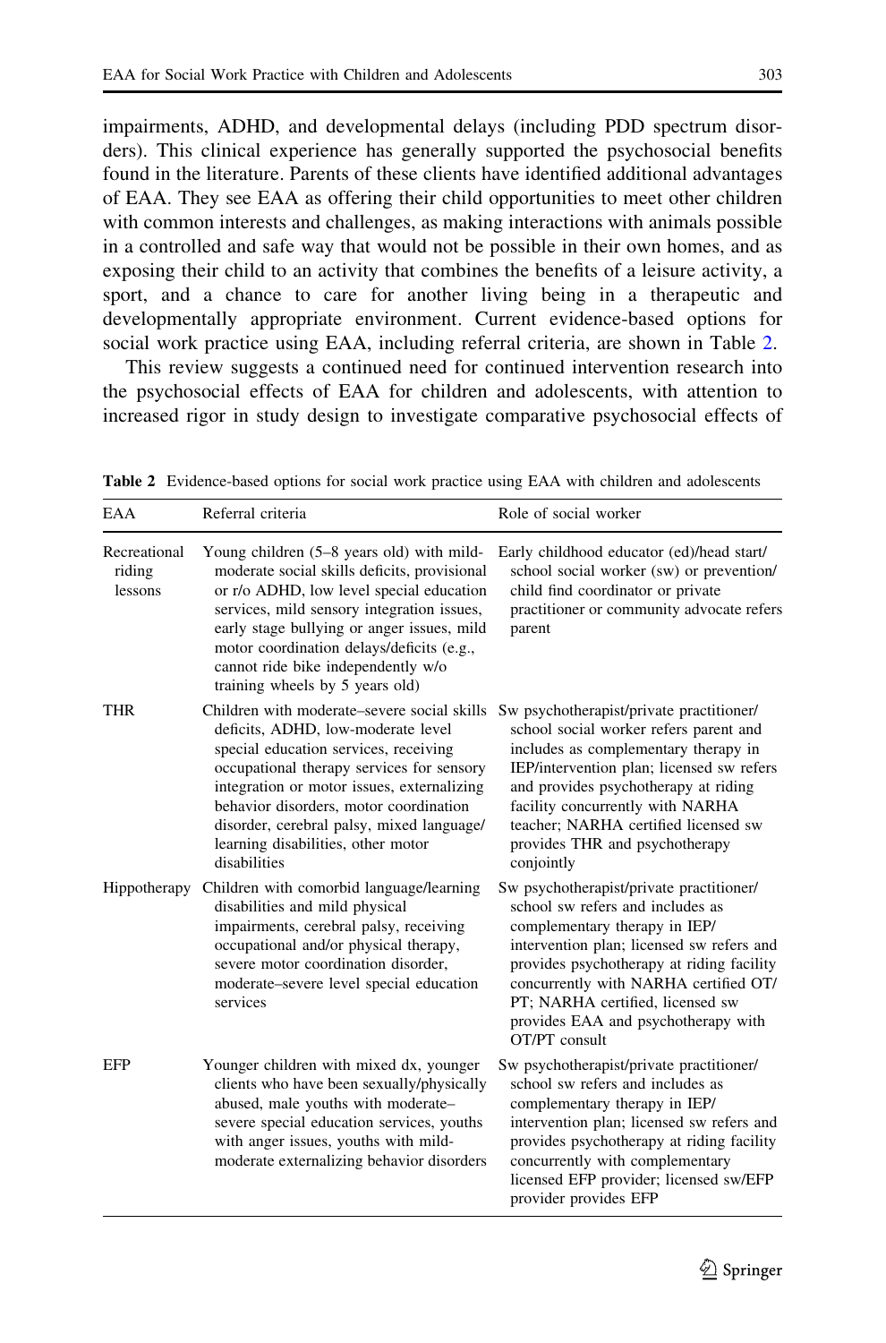impairments, ADHD, and developmental delays (including PDD spectrum disorders). This clinical experience has generally supported the psychosocial benefits found in the literature. Parents of these clients have identified additional advantages of EAA. They see EAA as offering their child opportunities to meet other children with common interests and challenges, as making interactions with animals possible in a controlled and safe way that would not be possible in their own homes, and as exposing their child to an activity that combines the benefits of a leisure activity, a sport, and a chance to care for another living being in a therapeutic and developmentally appropriate environment. Current evidence-based options for social work practice using EAA, including referral criteria, are shown in Table 2.

This review suggests a continued need for continued intervention research into the psychosocial effects of EAA for children and adolescents, with attention to increased rigor in study design to investigate comparative psychosocial effects of

**Table 2** Evidence-based options for social work practice using EAA with children and adolescents

| EAA | Referral criteria | Role of social worker |
|---|---|---|
| Recreational riding lessons | Young children (5–8 years old) with mild-moderate social skills deficits, provisional or r/o ADHD, low level special education services, mild sensory integration issues, early stage bullying or anger issues, mild motor coordination delays/deficits (e.g., cannot ride bike independently w/o training wheels by 5 years old) | Early childhood educator (ed)/head start/school social worker (sw) or prevention/child find coordinator or private practitioner or community advocate refers parent |
| THR | Children with moderate–severe social skills deficits, ADHD, low-moderate level special education services, receiving occupational therapy services for sensory integration or motor issues, externalizing behavior disorders, motor coordination disorder, cerebral palsy, mixed language/learning disabilities, other motor disabilities | Sw psychotherapist/private practitioner/school social worker refers parent and includes as complementary therapy in IEP/intervention plan; licensed sw refers and provides psychotherapy at riding facility concurrently with NARHA teacher; NARHA certified licensed sw provides THR and psychotherapy conjointly |
| Hippotherapy | Children with comorbid language/learning disabilities and mild physical impairments, cerebral palsy, receiving occupational and/or physical therapy, severe motor coordination disorder, moderate–severe level special education services | Sw psychotherapist/private practitioner/school sw refers and includes as complementary therapy in IEP/intervention plan; licensed sw refers and provides psychotherapy at riding facility concurrently with NARHA certified OT/PT; NARHA certified, licensed sw provides EAA and psychotherapy with OT/PT consult |
| EFP | Younger children with mixed dx, younger clients who have been sexually/physically abused, male youths with moderate–severe special education services, youths with anger issues, youths with mild-moderate externalizing behavior disorders | Sw psychotherapist/private practitioner/school sw refers and includes as complementary therapy in IEP/intervention plan; licensed sw refers and provides psychotherapy at riding facility concurrently with complementary licensed EFP provider; licensed sw/EFP provider provides EFP |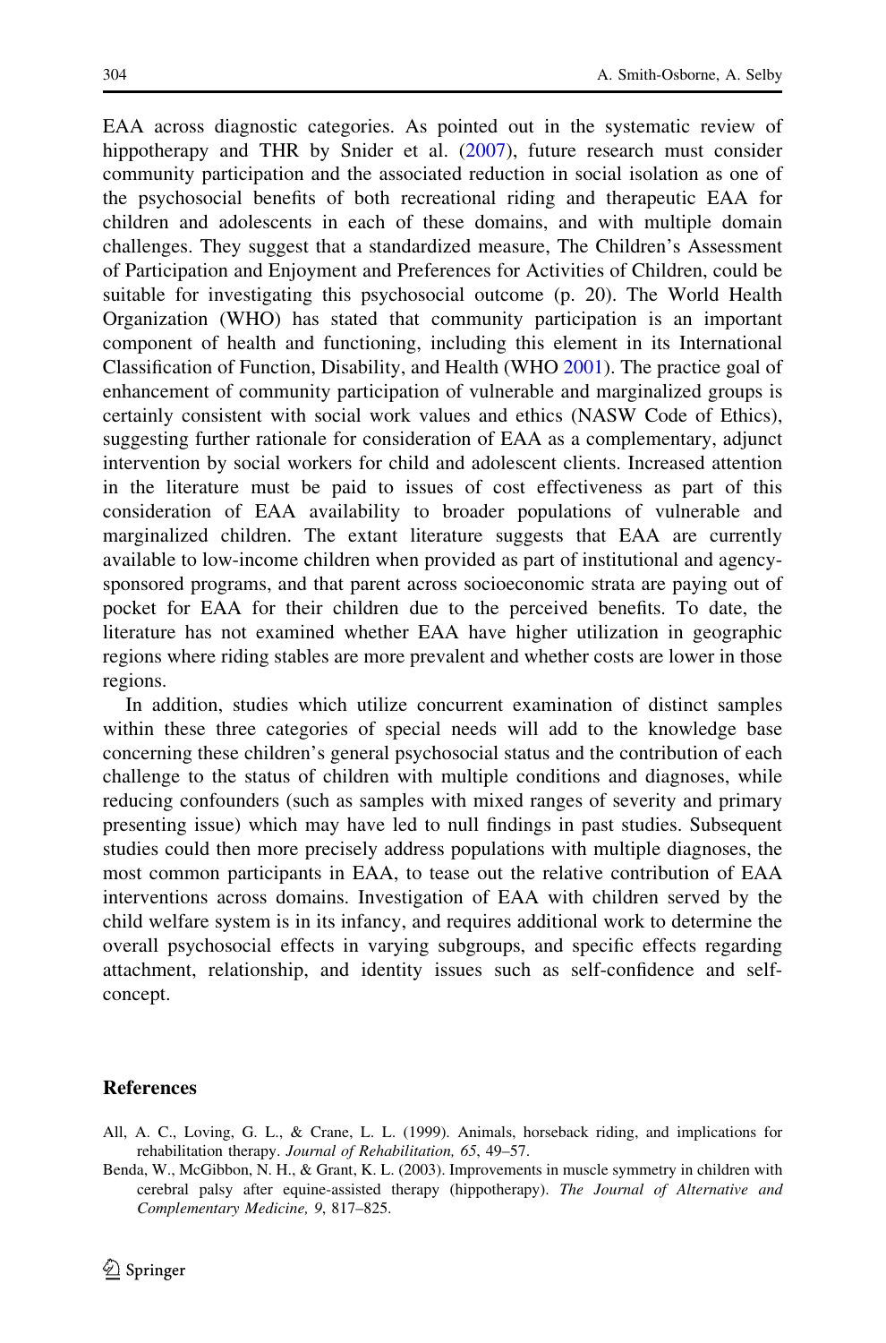EAA across diagnostic categories. As pointed out in the systematic review of hippotherapy and THR by Snider et al. (2007), future research must consider community participation and the associated reduction in social isolation as one of the psychosocial benefits of both recreational riding and therapeutic EAA for children and adolescents in each of these domains, and with multiple domain challenges. They suggest that a standardized measure, The Children's Assessment of Participation and Enjoyment and Preferences for Activities of Children, could be suitable for investigating this psychosocial outcome (p. 20). The World Health Organization (WHO) has stated that community participation is an important component of health and functioning, including this element in its International Classification of Function, Disability, and Health (WHO 2001). The practice goal of enhancement of community participation of vulnerable and marginalized groups is certainly consistent with social work values and ethics (NASW Code of Ethics), suggesting further rationale for consideration of EAA as a complementary, adjunct intervention by social workers for child and adolescent clients. Increased attention in the literature must be paid to issues of cost effectiveness as part of this consideration of EAA availability to broader populations of vulnerable and marginalized children. The extant literature suggests that EAA are currently available to low-income children when provided as part of institutional and agency-sponsored programs, and that parent across socioeconomic strata are paying out of pocket for EAA for their children due to the perceived benefits. To date, the literature has not examined whether EAA have higher utilization in geographic regions where riding stables are more prevalent and whether costs are lower in those regions.

In addition, studies which utilize concurrent examination of distinct samples within these three categories of special needs will add to the knowledge base concerning these children's general psychosocial status and the contribution of each challenge to the status of children with multiple conditions and diagnoses, while reducing confounders (such as samples with mixed ranges of severity and primary presenting issue) which may have led to null findings in past studies. Subsequent studies could then more precisely address populations with multiple diagnoses, the most common participants in EAA, to tease out the relative contribution of EAA interventions across domains. Investigation of EAA with children served by the child welfare system is in its infancy, and requires additional work to determine the overall psychosocial effects in varying subgroups, and specific effects regarding attachment, relationship, and identity issues such as self-confidence and self-concept.

## References

All, A. C., Loving, G. L., & Crane, L. L. (1999). Animals, horseback riding, and implications for rehabilitation therapy. *Journal of Rehabilitation, 65*, 49–57.

Benda, W., McGibbon, N. H., & Grant, K. L. (2003). Improvements in muscle symmetry in children with cerebral palsy after equine-assisted therapy (hippotherapy). *The Journal of Alternative and Complementary Medicine, 9*, 817–825.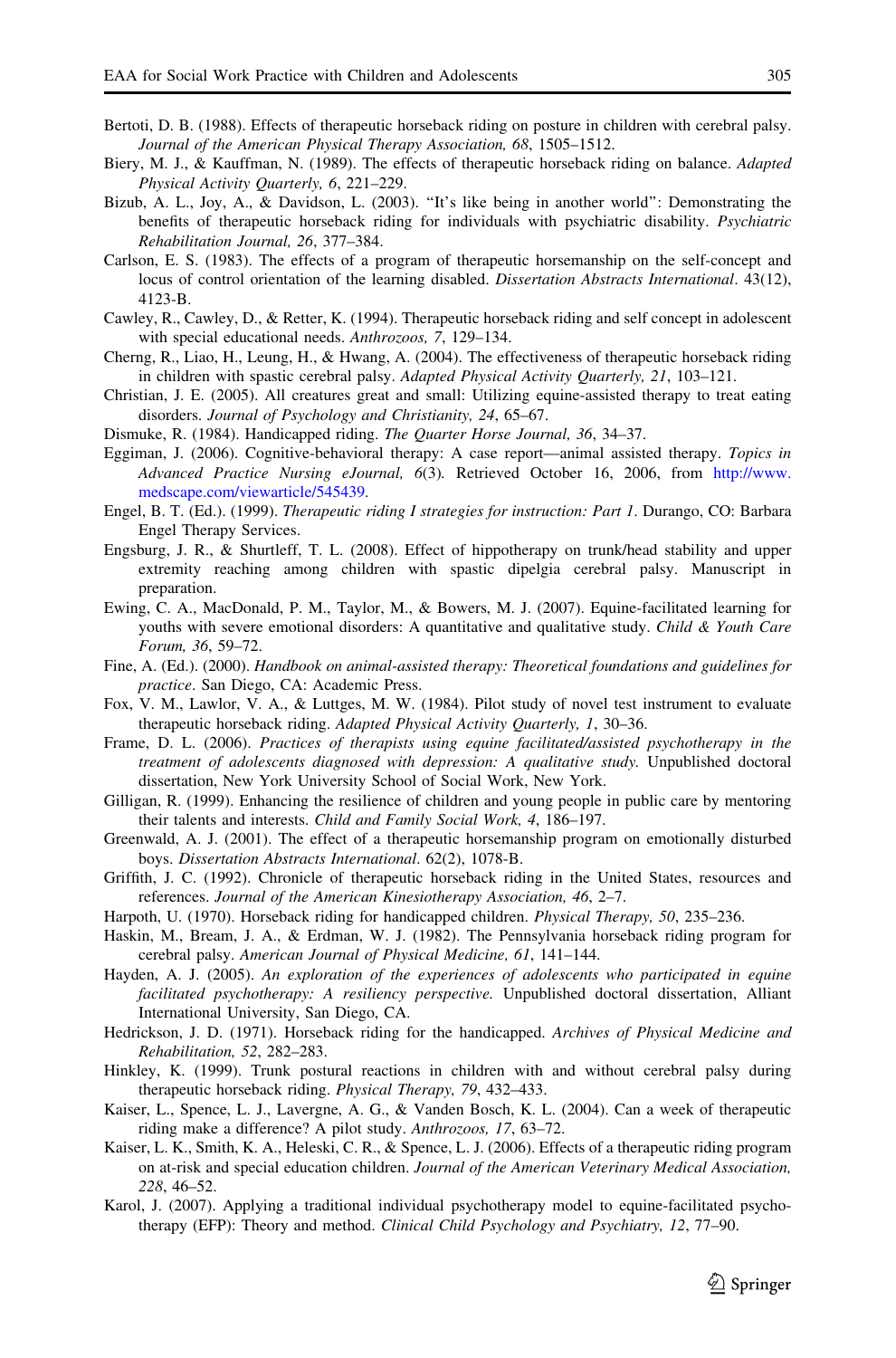Bertoti, D. B. (1988). Effects of therapeutic horseback riding on posture in children with cerebral palsy. *Journal of the American Physical Therapy Association, 68*, 1505–1512.

Biery, M. J., & Kauffman, N. (1989). The effects of therapeutic horseback riding on balance. *Adapted Physical Activity Quarterly, 6*, 221–229.

Bizub, A. L., Joy, A., & Davidson, L. (2003). "It's like being in another world": Demonstrating the benefits of therapeutic horseback riding for individuals with psychiatric disability. *Psychiatric Rehabilitation Journal, 26*, 377–384.

Carlson, E. S. (1983). The effects of a program of therapeutic horsemanship on the self-concept and locus of control orientation of the learning disabled. *Dissertation Abstracts International*. 43(12), 4123-B.

Cawley, R., Cawley, D., & Retter, K. (1994). Therapeutic horseback riding and self concept in adolescent with special educational needs. *Anthrozoos, 7*, 129–134.

Cherng, R., Liao, H., Leung, H., & Hwang, A. (2004). The effectiveness of therapeutic horseback riding in children with spastic cerebral palsy. *Adapted Physical Activity Quarterly, 21*, 103–121.

Christian, J. E. (2005). All creatures great and small: Utilizing equine-assisted therapy to treat eating disorders. *Journal of Psychology and Christianity, 24*, 65–67.

Dismuke, R. (1984). Handicapped riding. *The Quarter Horse Journal, 36*, 34–37.

Eggiman, J. (2006). Cognitive-behavioral therapy: A case report—animal assisted therapy. *Topics in Advanced Practice Nursing eJournal, 6*(3). Retrieved October 16, 2006, from http://www.medscape.com/viewarticle/545439.

Engel, B. T. (Ed.). (1999). *Therapeutic riding I strategies for instruction: Part 1*. Durango, CO: Barbara Engel Therapy Services.

Engsburg, J. R., & Shurtleff, T. L. (2008). Effect of hippotherapy on trunk/head stability and upper extremity reaching among children with spastic dipelgia cerebral palsy. Manuscript in preparation.

Ewing, C. A., MacDonald, P. M., Taylor, M., & Bowers, M. J. (2007). Equine-facilitated learning for youths with severe emotional disorders: A quantitative and qualitative study. *Child & Youth Care Forum, 36*, 59–72.

Fine, A. (Ed.). (2000). *Handbook on animal-assisted therapy: Theoretical foundations and guidelines for practice*. San Diego, CA: Academic Press.

Fox, V. M., Lawlor, V. A., & Luttges, M. W. (1984). Pilot study of novel test instrument to evaluate therapeutic horseback riding. *Adapted Physical Activity Quarterly, 1*, 30–36.

Frame, D. L. (2006). *Practices of therapists using equine facilitated/assisted psychotherapy in the treatment of adolescents diagnosed with depression: A qualitative study*. Unpublished doctoral dissertation, New York University School of Social Work, New York.

Gilligan, R. (1999). Enhancing the resilience of children and young people in public care by mentoring their talents and interests. *Child and Family Social Work, 4*, 186–197.

Greenwald, A. J. (2001). The effect of a therapeutic horsemanship program on emotionally disturbed boys. *Dissertation Abstracts International*. 62(2), 1078-B.

Griffith, J. C. (1992). Chronicle of therapeutic horseback riding in the United States, resources and references. *Journal of the American Kinesiotherapy Association, 46*, 2–7.

Harpoth, U. (1970). Horseback riding for handicapped children. *Physical Therapy, 50*, 235–236.

Haskin, M., Bream, J. A., & Erdman, W. J. (1982). The Pennsylvania horseback riding program for cerebral palsy. *American Journal of Physical Medicine, 61*, 141–144.

Hayden, A. J. (2005). *An exploration of the experiences of adolescents who participated in equine facilitated psychotherapy: A resiliency perspective*. Unpublished doctoral dissertation, Alliant International University, San Diego, CA.

Hedrickson, J. D. (1971). Horseback riding for the handicapped. *Archives of Physical Medicine and Rehabilitation, 52*, 282–283.

Hinkley, K. (1999). Trunk postural reactions in children with and without cerebral palsy during therapeutic horseback riding. *Physical Therapy, 79*, 432–433.

Kaiser, L., Spence, L. J., Lavergne, A. G., & Vanden Bosch, K. L. (2004). Can a week of therapeutic riding make a difference? A pilot study. *Anthrozoos, 17*, 63–72.

Kaiser, L. K., Smith, K. A., Heleski, C. R., & Spence, L. J. (2006). Effects of a therapeutic riding program on at-risk and special education children. *Journal of the American Veterinary Medical Association, 228*, 46–52.

Karol, J. (2007). Applying a traditional individual psychotherapy model to equine-facilitated psychotherapy (EFP): Theory and method. *Clinical Child Psychology and Psychiatry, 12*, 77–90.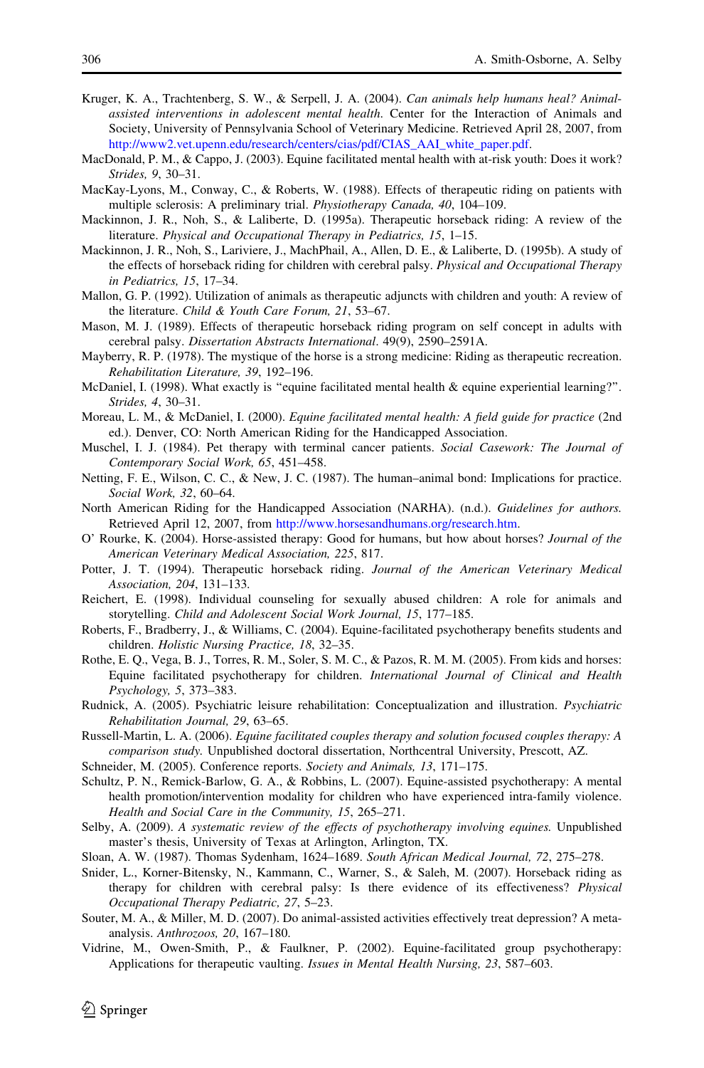Kruger, K. A., Trachtenberg, S. W., & Serpell, J. A. (2004). *Can animals help humans heal? Animal-assisted interventions in adolescent mental health*. Center for the Interaction of Animals and Society, University of Pennsylvania School of Veterinary Medicine. Retrieved April 28, 2007, from http://www2.vet.upenn.edu/research/centers/cias/pdf/CIAS_AAI_white_paper.pdf.

MacDonald, P. M., & Cappo, J. (2003). Equine facilitated mental health with at-risk youth: Does it work? *Strides, 9*, 30–31.

MacKay-Lyons, M., Conway, C., & Roberts, W. (1988). Effects of therapeutic riding on patients with multiple sclerosis: A preliminary trial. *Physiotherapy Canada, 40*, 104–109.

Mackinnon, J. R., Noh, S., & Laliberte, D. (1995a). Therapeutic horseback riding: A review of the literature. *Physical and Occupational Therapy in Pediatrics, 15*, 1–15.

Mackinnon, J. R., Noh, S., Lariviere, J., MachPhail, A., Allen, D. E., & Laliberte, D. (1995b). A study of the effects of horseback riding for children with cerebral palsy. *Physical and Occupational Therapy in Pediatrics, 15*, 17–34.

Mallon, G. P. (1992). Utilization of animals as therapeutic adjuncts with children and youth: A review of the literature. *Child & Youth Care Forum, 21*, 53–67.

Mason, M. J. (1989). Effects of therapeutic horseback riding program on self concept in adults with cerebral palsy. *Dissertation Abstracts International*. 49(9), 2590–2591A.

Mayberry, R. P. (1978). The mystique of the horse is a strong medicine: Riding as therapeutic recreation. *Rehabilitation Literature, 39*, 192–196.

McDaniel, I. (1998). What exactly is "equine facilitated mental health & equine experiential learning?". *Strides, 4*, 30–31.

Moreau, L. M., & McDaniel, I. (2000). *Equine facilitated mental health: A field guide for practice* (2nd ed.). Denver, CO: North American Riding for the Handicapped Association.

Muschel, I. J. (1984). Pet therapy with terminal cancer patients. *Social Casework: The Journal of Contemporary Social Work, 65*, 451–458.

Netting, F. E., Wilson, C. C., & New, J. C. (1987). The human–animal bond: Implications for practice. *Social Work, 32*, 60–64.

North American Riding for the Handicapped Association (NARHA). (n.d.). *Guidelines for authors.* Retrieved April 12, 2007, from http://www.horsesandhumans.org/research.htm.

O' Rourke, K. (2004). Horse-assisted therapy: Good for humans, but how about horses? *Journal of the American Veterinary Medical Association, 225*, 817.

Potter, J. T. (1994). Therapeutic horseback riding. *Journal of the American Veterinary Medical Association, 204*, 131–133.

Reichert, E. (1998). Individual counseling for sexually abused children: A role for animals and storytelling. *Child and Adolescent Social Work Journal, 15*, 177–185.

Roberts, F., Bradberry, J., & Williams, C. (2004). Equine-facilitated psychotherapy benefits students and children. *Holistic Nursing Practice, 18*, 32–35.

Rothe, E. Q., Vega, B. J., Torres, R. M., Soler, S. M. C., & Pazos, R. M. M. (2005). From kids and horses: Equine facilitated psychotherapy for children. *International Journal of Clinical and Health Psychology, 5*, 373–383.

Rudnick, A. (2005). Psychiatric leisure rehabilitation: Conceptualization and illustration. *Psychiatric Rehabilitation Journal, 29*, 63–65.

Russell-Martin, L. A. (2006). *Equine facilitated couples therapy and solution focused couples therapy: A comparison study.* Unpublished doctoral dissertation, Northcentral University, Prescott, AZ.

Schneider, M. (2005). Conference reports. *Society and Animals, 13*, 171–175.

Schultz, P. N., Remick-Barlow, G. A., & Robbins, L. (2007). Equine-assisted psychotherapy: A mental health promotion/intervention modality for children who have experienced intra-family violence. *Health and Social Care in the Community, 15*, 265–271.

Selby, A. (2009). *A systematic review of the effects of psychotherapy involving equines.* Unpublished master's thesis, University of Texas at Arlington, Arlington, TX.

Sloan, A. W. (1987). Thomas Sydenham, 1624–1689. *South African Medical Journal, 72*, 275–278.

Snider, L., Korner-Bitensky, N., Kammann, C., Warner, S., & Saleh, M. (2007). Horseback riding as therapy for children with cerebral palsy: Is there evidence of its effectiveness? *Physical Occupational Therapy Pediatric, 27*, 5–23.

Souter, M. A., & Miller, M. D. (2007). Do animal-assisted activities effectively treat depression? A meta-analysis. *Anthrozoos, 20*, 167–180.

Vidrine, M., Owen-Smith, P., & Faulkner, P. (2002). Equine-facilitated group psychotherapy: Applications for therapeutic vaulting. *Issues in Mental Health Nursing, 23*, 587–603.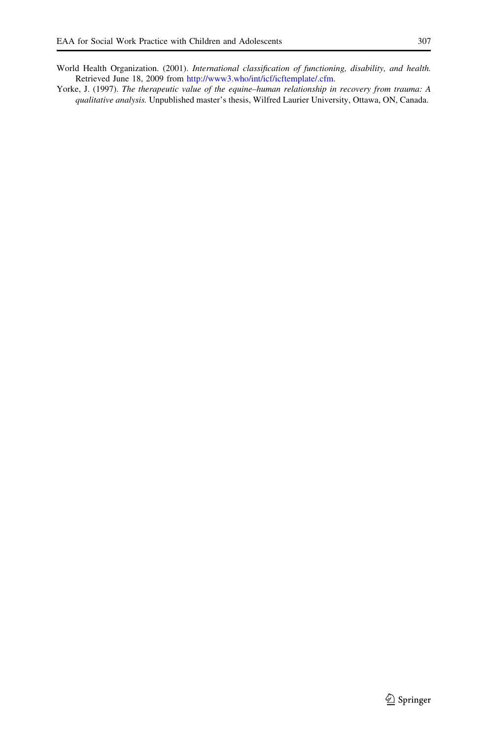World Health Organization. (2001). *International classification of functioning, disability, and health.* Retrieved June 18, 2009 from http://www3.who/int/icf/icftemplate/.cfm.

Yorke, J. (1997). *The therapeutic value of the equine–human relationship in recovery from trauma: A qualitative analysis.* Unpublished master's thesis, Wilfred Laurier University, Ottawa, ON, Canada.